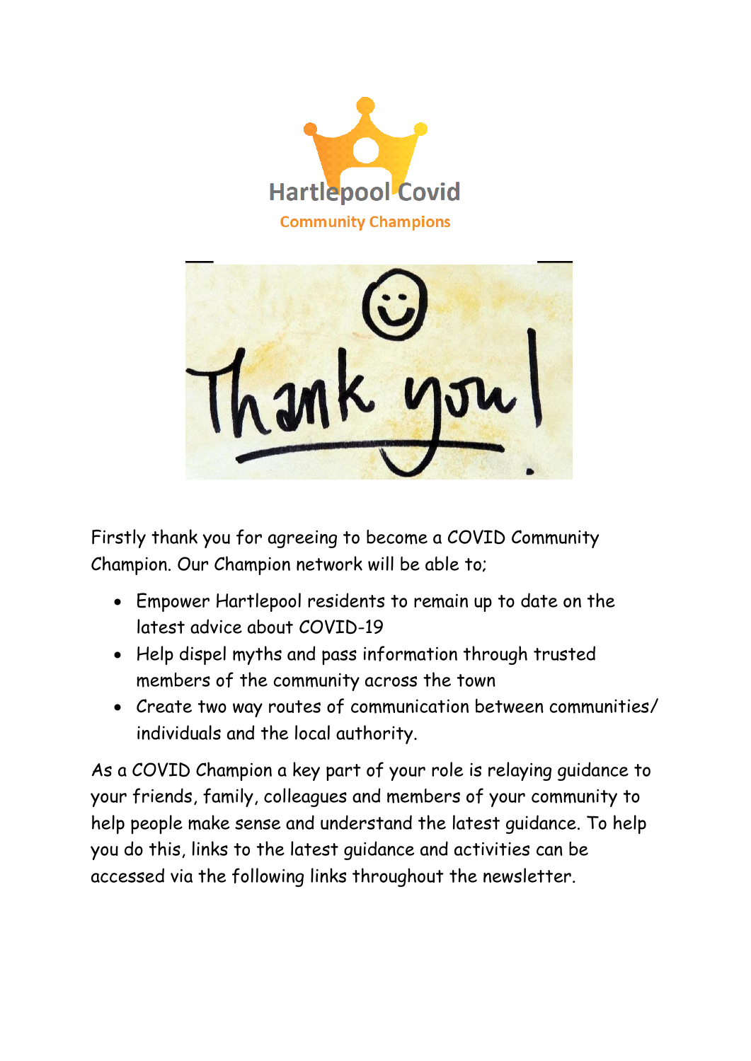Hartlepool Covid

Community Champions

Thank you!

Firstly thank you for agreeing to become a COVID Community Champion. Our Champion network will be able to;

- Empower Hartlepool residents to remain up to date on the latest advice about COVID-19
- Help dispel myths and pass information through trusted members of the community across the town
- Create two way routes of communication between communities/ individuals and the local authority.

As a COVID Champion a key part of your role is relaying guidance to your friends, family, colleagues and members of your community to help people make sense and understand the latest guidance. To help you do this, links to the latest guidance and activities can be accessed via the following links throughout the newsletter.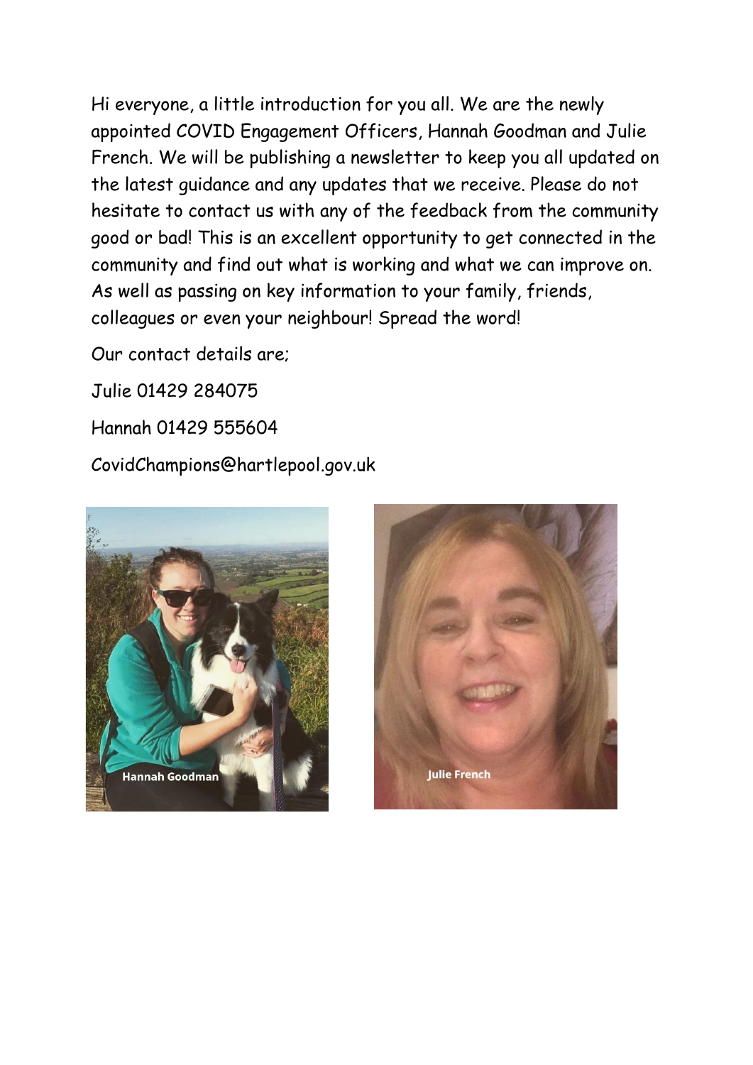Hi everyone, a little introduction for you all. We are the newly appointed COVID Engagement Officers, Hannah Goodman and Julie French. We will be publishing a newsletter to keep you all updated on the latest guidance and any updates that we receive. Please do not hesitate to contact us with any of the feedback from the community good or bad! This is an excellent opportunity to get connected in the community and find out what is working and what we can improve on. As well as passing on key information to your family, friends, colleagues or even your neighbour! Spread the word!

Our contact details are;

Julie 01429 284075

Hannah 01429 555604

CovidChampions@hartlepool.gov.uk

Hannah Goodman

Julie French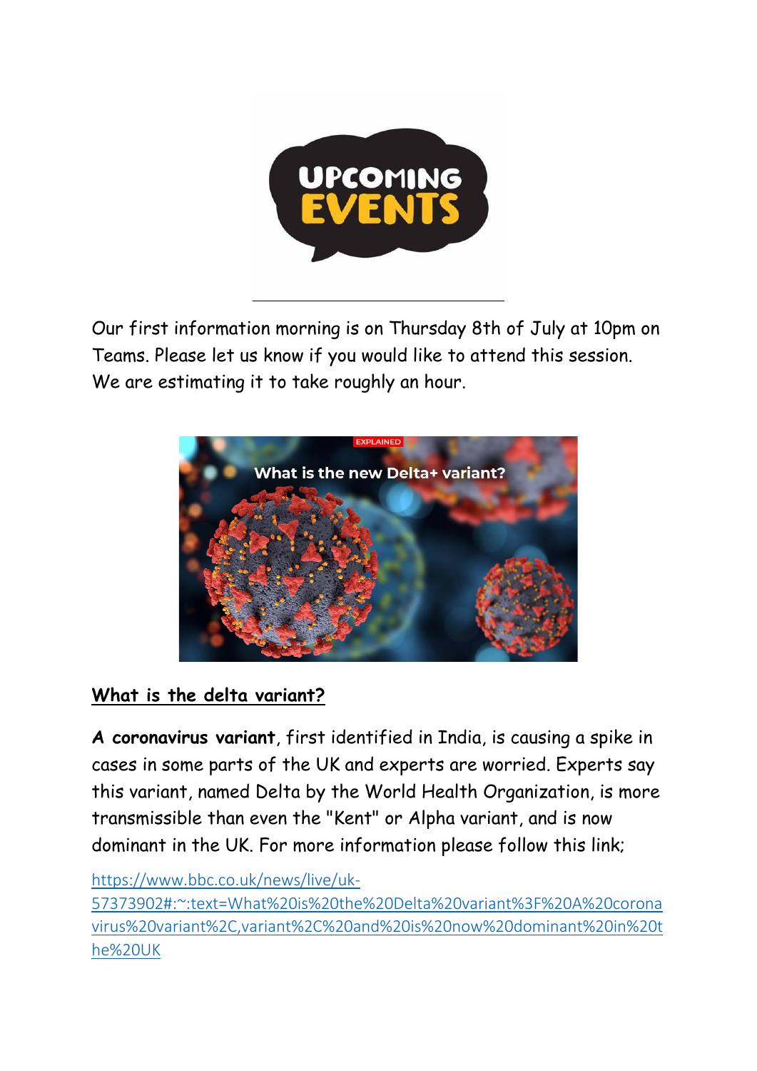Our first information morning is on Thursday 8th of July at 10pm on Teams. Please let us know if you would like to attend this session. We are estimating it to take roughly an hour.

## What is the delta variant?

**A coronavirus variant**, first identified in India, is causing a spike in cases in some parts of the UK and experts are worried. Experts say this variant, named Delta by the World Health Organization, is more transmissible than even the "Kent" or Alpha variant, and is now dominant in the UK. For more information please follow this link;

https://www.bbc.co.uk/news/live/uk-57373902#:~:text=What%20is%20the%20Delta%20variant%3F%20A%20coronavirus%20variant%2C,variant%2C%20and%20is%20now%20dominant%20in%20the%20UK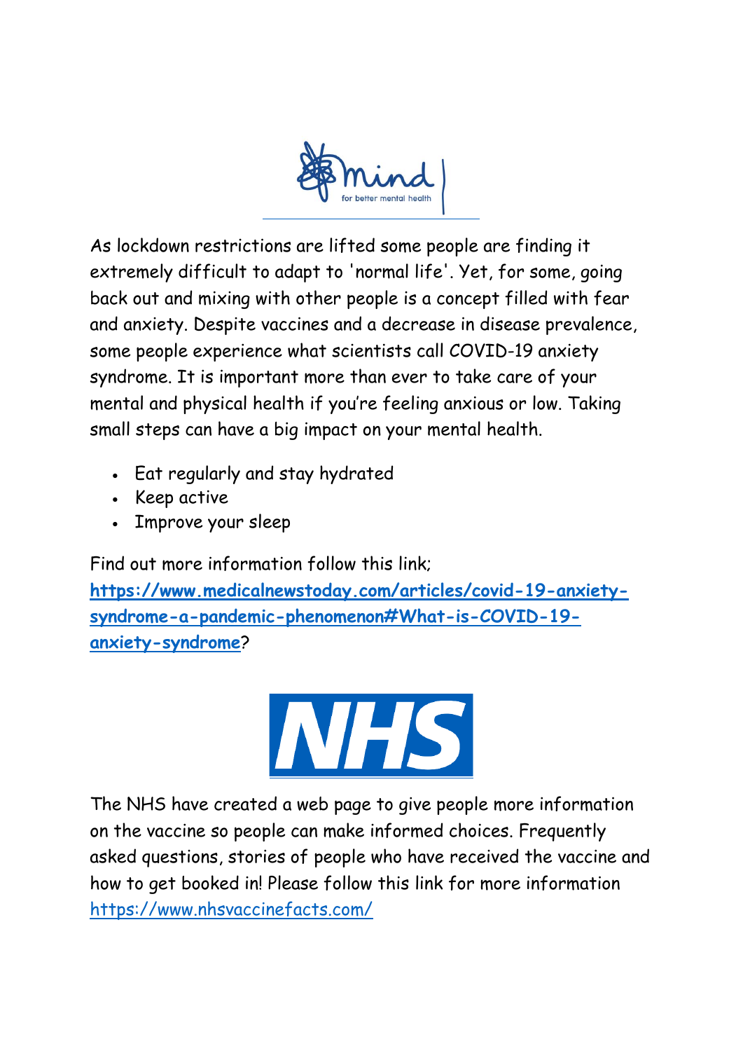As lockdown restrictions are lifted some people are finding it extremely difficult to adapt to 'normal life'. Yet, for some, going back out and mixing with other people is a concept filled with fear and anxiety. Despite vaccines and a decrease in disease prevalence, some people experience what scientists call COVID-19 anxiety syndrome. It is important more than ever to take care of your mental and physical health if you're feeling anxious or low. Taking small steps can have a big impact on your mental health.

- Eat regularly and stay hydrated
- Keep active
- Improve your sleep

Find out more information follow this link; **https://www.medicalnewstoday.com/articles/covid-19-anxiety-syndrome-a-pandemic-phenomenon#What-is-COVID-19-anxiety-syndrome**?

The NHS have created a web page to give people more information on the vaccine so people can make informed choices. Frequently asked questions, stories of people who have received the vaccine and how to get booked in! Please follow this link for more information https://www.nhsvaccinefacts.com/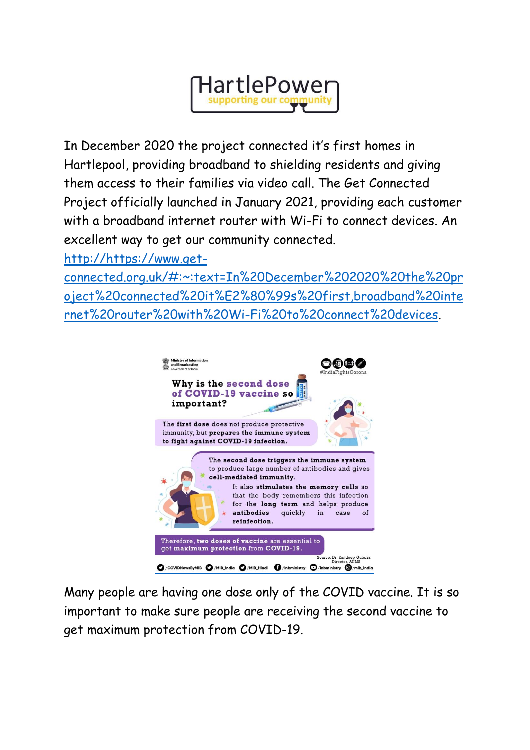In December 2020 the project connected it's first homes in Hartlepool, providing broadband to shielding residents and giving them access to their families via video call. The Get Connected Project officially launched in January 2021, providing each customer with a broadband internet router with Wi-Fi to connect devices. An excellent way to get our community connected.

[http://https://www.get-connected.org.uk/#:~:text=In%20December%202020%20the%20project%20connected%20it%E2%80%99s%20first,broadband%20internet%20router%20with%20Wi-Fi%20to%20connect%20devices](http://https://www.get-connected.org.uk/#:~:text=In%20December%202020%20the%20project%20connected%20it%E2%80%99s%20first,broadband%20internet%20router%20with%20Wi-Fi%20to%20connect%20devices).

Ministry of Information and Broadcasting
Government of India

#IndiaFightsCorona

**Why is the second dose of COVID-19 vaccine so important?**

The **first dose** does not produce protective immunity, but **prepares the immune system to fight against COVID-19 infection.**

The **second dose triggers the immune system** to produce large number of antibodies and gives **cell-mediated immunity.**

It also **stimulates the memory cells** so that the body remembers this infection for the **long term** and helps produce **antibodies** quickly in case of **reinfection.**

Therefore, **two doses of vaccine** are essential to get **maximum protection** from **COVID-19.**

Source: Dr. Randeep Guleria, Director, AIIMS

/COVIDNewsByMIB /MIB_India /MIB_Hindi /inbministry /inbministry /mib_india

Many people are having one dose only of the COVID vaccine. It is so important to make sure people are receiving the second vaccine to get maximum protection from COVID-19.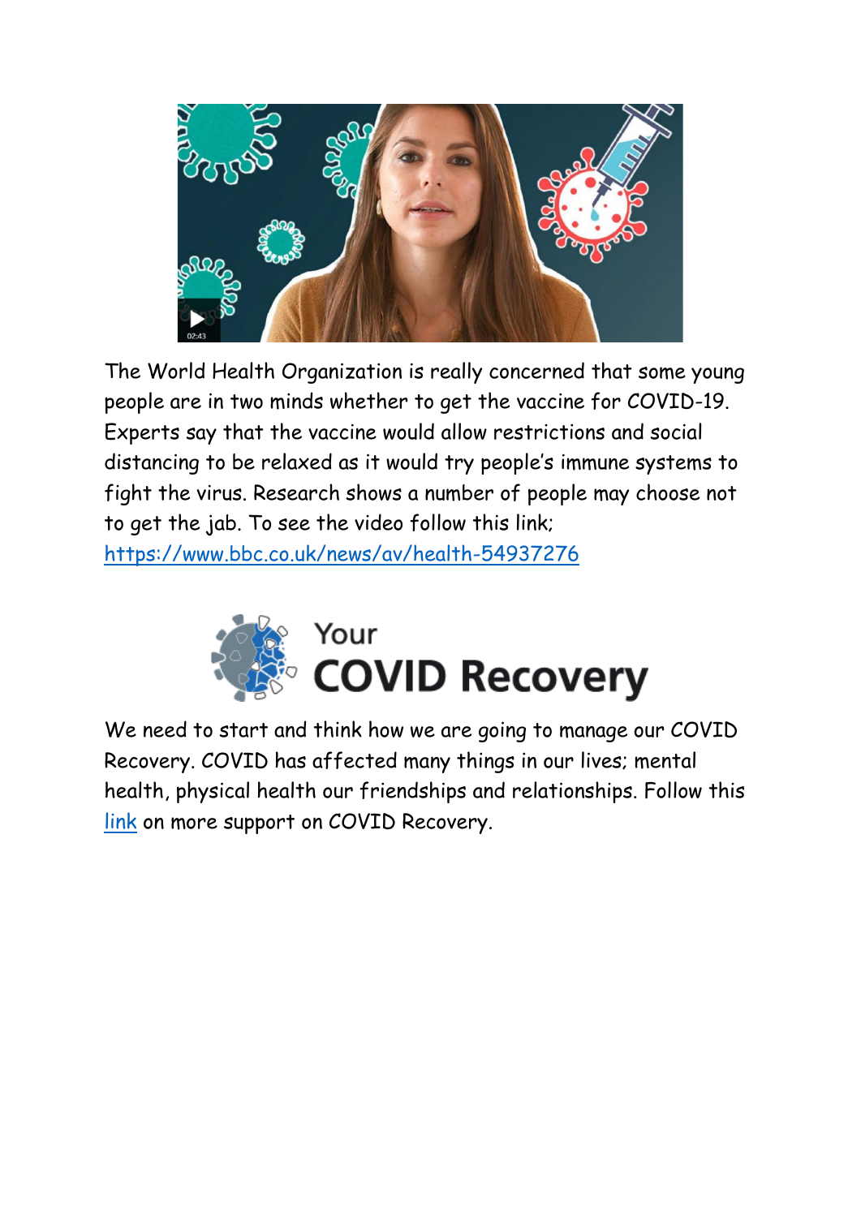The World Health Organization is really concerned that some young people are in two minds whether to get the vaccine for COVID-19. Experts say that the vaccine would allow restrictions and social distancing to be relaxed as it would try people's immune systems to fight the virus. Research shows a number of people may choose not to get the jab. To see the video follow this link; https://www.bbc.co.uk/news/av/health-54937276

Your **COVID Recovery**

We need to start and think how we are going to manage our COVID Recovery. COVID has affected many things in our lives; mental health, physical health our friendships and relationships. Follow this link on more support on COVID Recovery.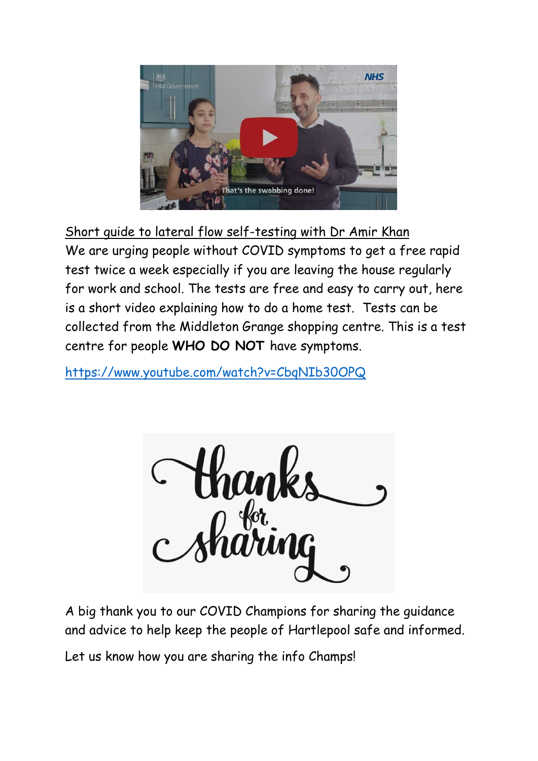Short guide to lateral flow self-testing with Dr Amir Khan

We are urging people without COVID symptoms to get a free rapid test twice a week especially if you are leaving the house regularly for work and school. The tests are free and easy to carry out, here is a short video explaining how to do a home test. Tests can be collected from the Middleton Grange shopping centre. This is a test centre for people **WHO DO NOT** have symptoms.

https://www.youtube.com/watch?v=CbqNIb30OPQ

A big thank you to our COVID Champions for sharing the guidance and advice to help keep the people of Hartlepool safe and informed.

Let us know how you are sharing the info Champs!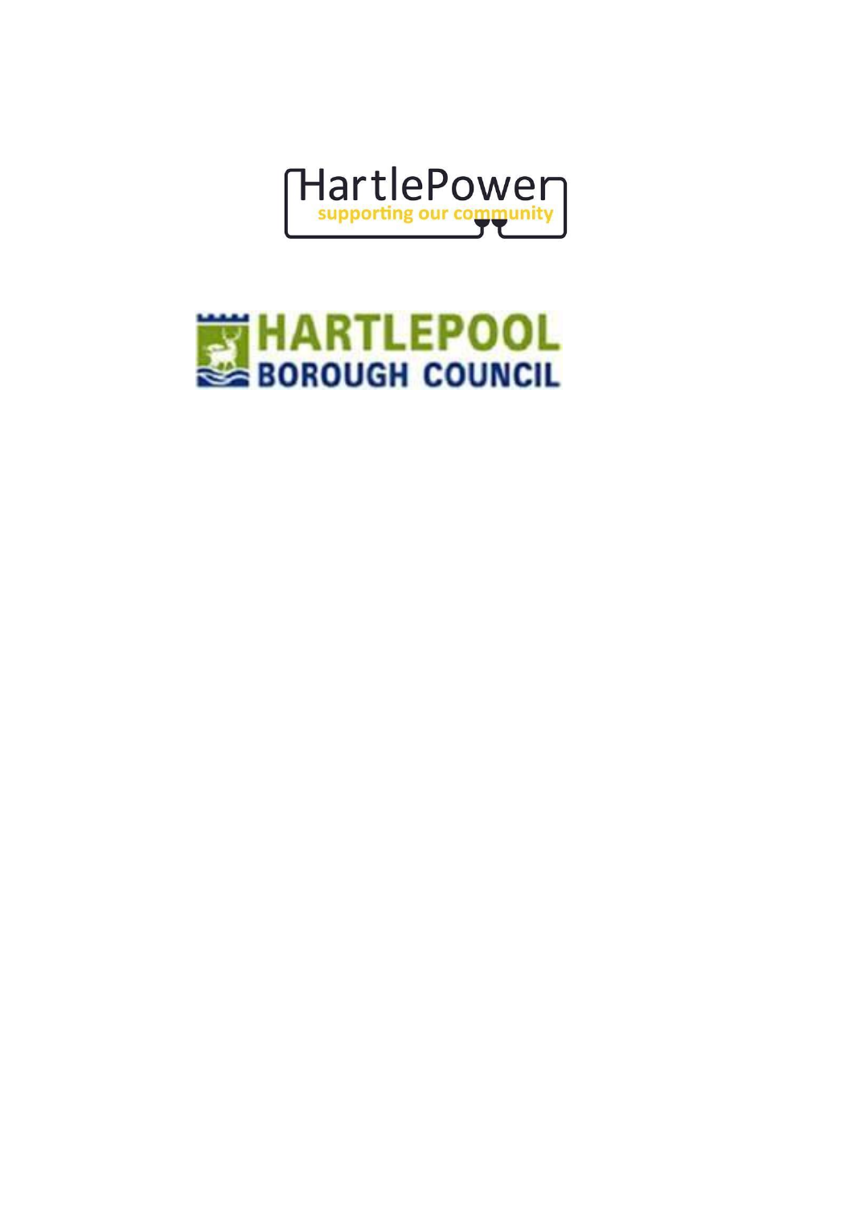HartlePower
supporting our community

HARTLEPOOL
BOROUGH COUNCIL